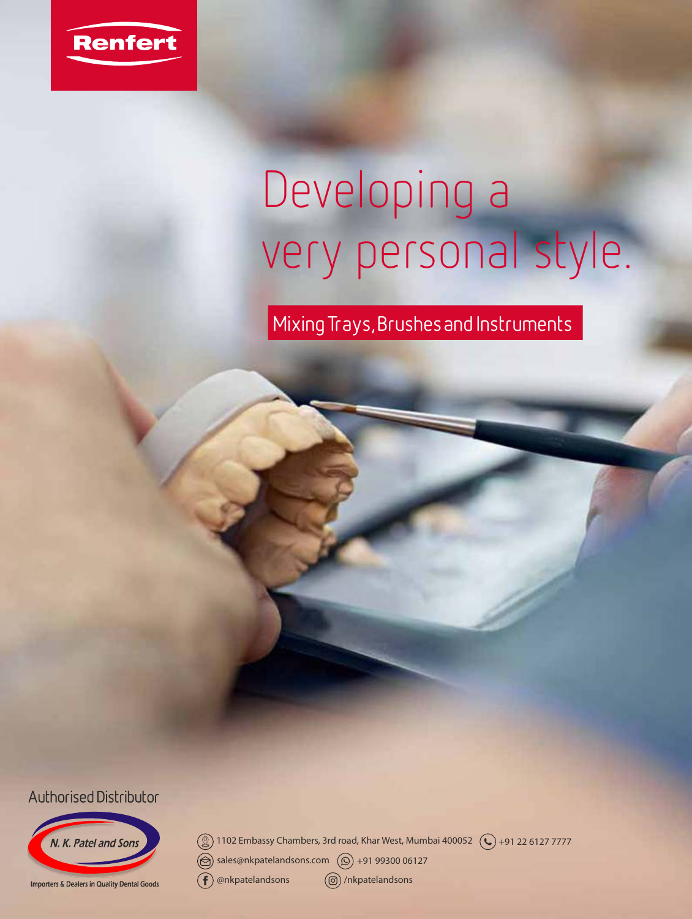Renfert

# Developing a very personal style.

Mixing Trays, Brushes and Instruments

Authorised Distributor

N. K. Patel and Sons

Importers & Dealers in Quality Dental Goods

1102 Embassy Chambers, 3rd road, Khar West, Mumbai 400052

+91 22 6127 7777

sales@nkpatelandsons.com

+91 99300 06127

@nkpatelandsons

/nkpatelandsons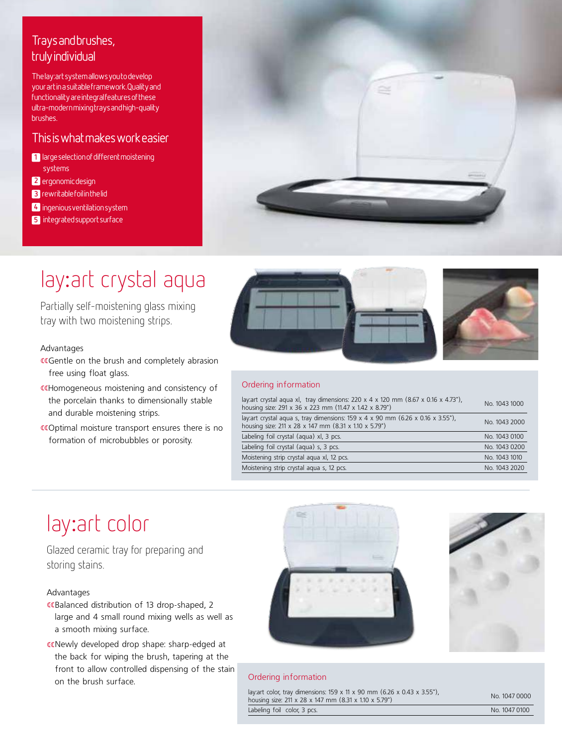## Trays and brushes, truly individual

The lay:art system allows you to develop your art in a suitable framework. Quality and functionality are integral features of these ultra-modern mixing trays and high-quality brushes.

### This is what makes work easier

1. large selection of different moistening systems
2. ergonomic design
3. rewritable foil in the lid
4. ingenious ventilation system
5. integrated support surface

# lay:art crystal aqua

Partially self-moistening glass mixing tray with two moistening strips.

Advantages

- Gentle on the brush and completely abrasion free using float glass.
- Homogeneous moistening and consistency of the porcelain thanks to dimensionally stable and durable moistening strips.
- Optimal moisture transport ensures there is no formation of microbubbles or porosity.

### Ordering information

| | |
|---|---|
| lay:art crystal aqua xl, tray dimensions: 220 x 4 x 120 mm (8.67 x 0.16 x 4.73"), housing size: 291 x 36 x 223 mm (11.47 x 1.42 x 8.79") | No. 1043 1000 |
| lay:art crystal aqua s, tray dimensions: 159 x 4 x 90 mm (6.26 x 0.16 x 3.55"), housing size: 211 x 28 x 147 mm (8.31 x 1.10 x 5.79") | No. 1043 2000 |
| Labeling foil crystal (aqua) xl, 3 pcs. | No. 1043 0100 |
| Labeling foil crystal (aqua) s, 3 pcs. | No. 1043 0200 |
| Moistening strip crystal aqua xl, 12 pcs. | No. 1043 1010 |
| Moistening strip crystal aqua s, 12 pcs. | No. 1043 2020 |

# lay:art color

Glazed ceramic tray for preparing and storing stains.

Advantages

- Balanced distribution of 13 drop-shaped, 2 large and 4 small round mixing wells as well as a smooth mixing surface.
- Newly developed drop shape: sharp-edged at the back for wiping the brush, tapering at the front to allow controlled dispensing of the stain on the brush surface.

### Ordering information

| | |
|---|---|
| lay:art color, tray dimensions: 159 x 11 x 90 mm (6.26 x 0.43 x 3.55"), housing size: 211 x 28 x 147 mm (8.31 x 1.10 x 5.79") | No. 1047 0000 |
| Labeling foil color, 3 pcs. | No. 1047 0100 |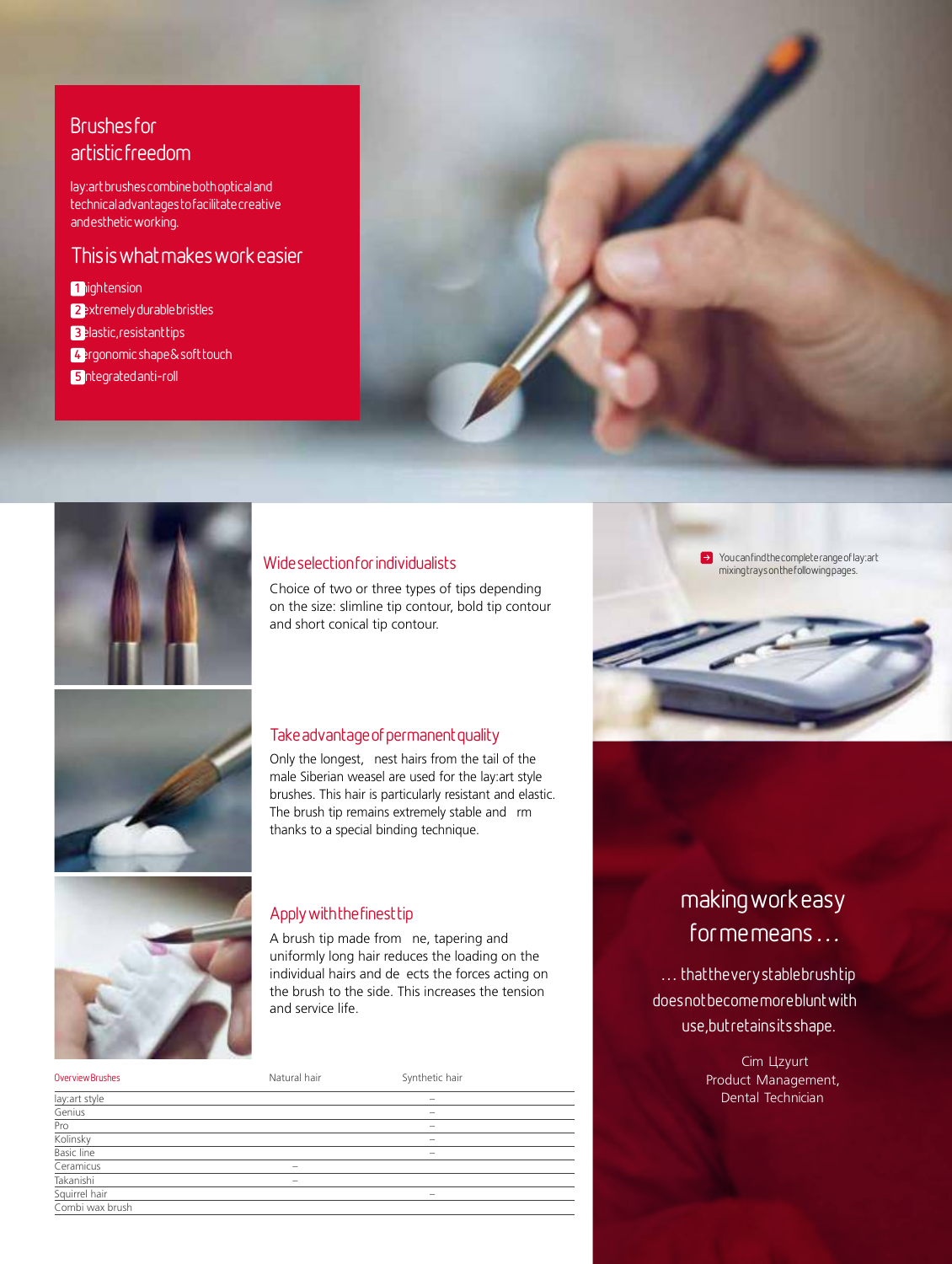## Brushes for artistic freedom

lay:art brushes combine both optical and technical advantages to facilitate creative and esthetic working.

### This is what makes work easier

1 high tension
2 extremely durable bristles
3 elastic, resistant tips
4 ergonomic shape & soft touch
5 integrated anti-roll

### Wide selection for individualists

Choice of two or three types of tips depending on the size: slimline tip contour, bold tip contour and short conical tip contour.

### Take advantage of permanent quality

Only the longest, nest hairs from the tail of the male Siberian weasel are used for the lay:art style brushes. This hair is particularly resistant and elastic. The brush tip remains extremely stable and rm thanks to a special binding technique.

### Apply with the finest tip

A brush tip made from ne, tapering and uniformly long hair reduces the loading on the individual hairs and de ects the forces acting on the brush to the side. This increases the tension and service life.

| Overview Brushes | Natural hair | Synthetic hair |
|---|---|---|
| lay:art style | | – |
| Genius | | – |
| Pro | | – |
| Kolinsky | | – |
| Basic line | | – |
| Ceramicus | – | |
| Takanishi | – | |
| Squirrel hair | | – |
| Combi wax brush | | |

You can find the complete range of lay:art mixing trays on the following pages.

making work easy for me means …

… that the very stable brush tip does not become more blunt with use, but retains its shape.

Cim Цzyurt
Product Management,
Dental Technician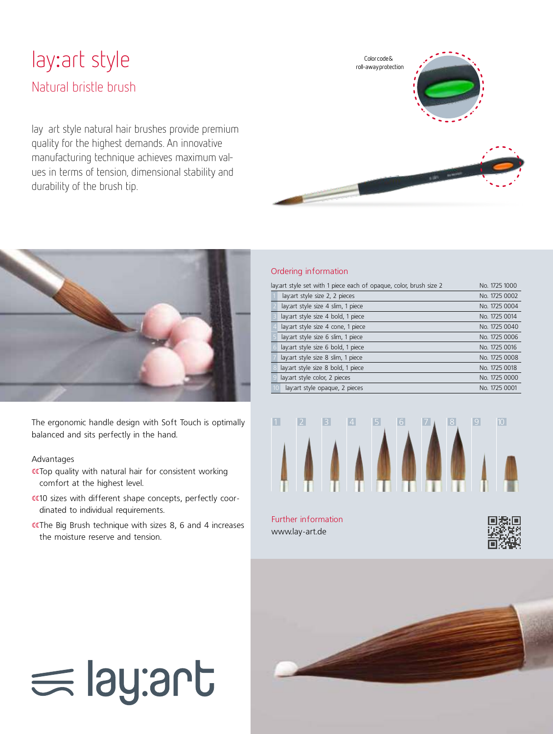# lay:art style

## Natural bristle brush

lay art style natural hair brushes provide premium quality for the highest demands. An innovative manufacturing technique achieves maximum values in terms of tension, dimensional stability and durability of the brush tip.

Color code & roll-away protection

The ergonomic handle design with Soft Touch is optimally balanced and sits perfectly in the hand.

Advantages

- Top quality with natural hair for consistent working comfort at the highest level.
- 10 sizes with different shape concepts, perfectly coordinated to individual requirements.
- The Big Brush technique with sizes 8, 6 and 4 increases the moisture reserve and tension.

### Ordering information

| | Description | No. |
|---|---|---|
| | lay:art style set with 1 piece each of opaque, color, brush size 2 | No. 1725 1000 |
| 1 | lay:art style size 2, 2 pieces | No. 1725 0002 |
| 2 | lay:art style size 4 slim, 1 piece | No. 1725 0004 |
| 3 | lay:art style size 4 bold, 1 piece | No. 1725 0014 |
| 4 | lay:art style size 4 cone, 1 piece | No. 1725 0040 |
| 5 | lay:art style size 6 slim, 1 piece | No. 1725 0006 |
| 6 | lay:art style size 6 bold, 1 piece | No. 1725 0016 |
| 7 | lay:art style size 8 slim, 1 piece | No. 1725 0008 |
| 8 | lay:art style size 8 bold, 1 piece | No. 1725 0018 |
| 9 | lay:art style color, 2 pieces | No. 1725 0000 |
| 10 | lay:art style opaque, 2 pieces | No. 1725 0001 |

1 2 3 4 5 6 7 8 9 10

### Further information

www.lay-art.de

lay:art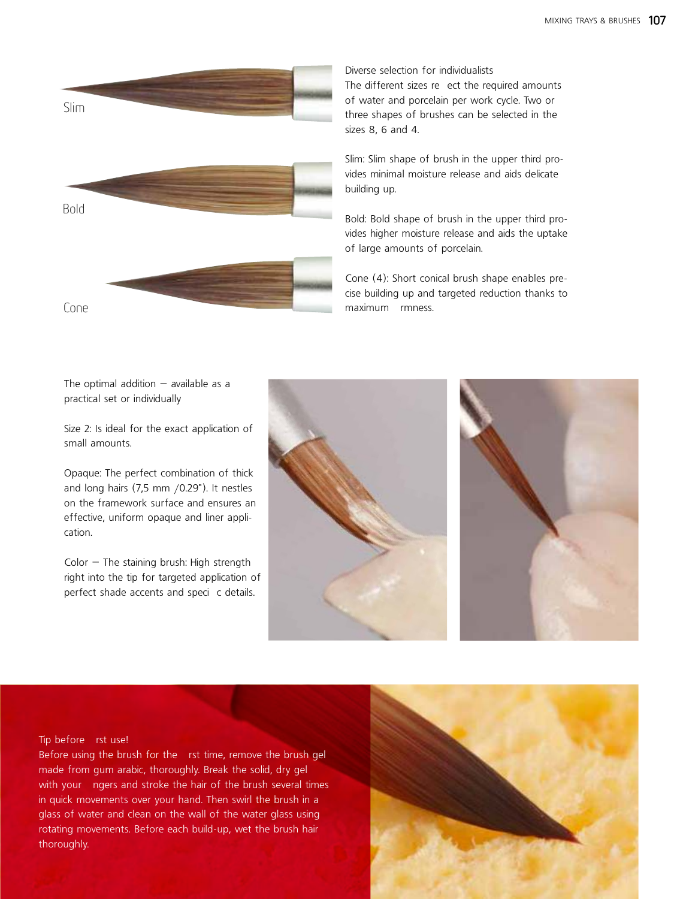Slim

Bold

Cone

Diverse selection for individualists
The different sizes re ect the required amounts of water and porcelain per work cycle. Two or three shapes of brushes can be selected in the sizes 8, 6 and 4.

Slim: Slim shape of brush in the upper third provides minimal moisture release and aids delicate building up.

Bold: Bold shape of brush in the upper third provides higher moisture release and aids the uptake of large amounts of porcelain.

Cone (4): Short conical brush shape enables precise building up and targeted reduction thanks to maximum rmness.

The optimal addition – available as a practical set or individually

Size 2: Is ideal for the exact application of small amounts.

Opaque: The perfect combination of thick and long hairs (7,5 mm /0.29"). It nestles on the framework surface and ensures an effective, uniform opaque and liner application.

Color – The staining brush: High strength right into the tip for targeted application of perfect shade accents and speci c details.

Tip before rst use!
Before using the brush for the rst time, remove the brush gel made from gum arabic, thoroughly. Break the solid, dry gel with your ngers and stroke the hair of the brush several times in quick movements over your hand. Then swirl the brush in a glass of water and clean on the wall of the water glass using rotating movements. Before each build-up, wet the brush hair thoroughly.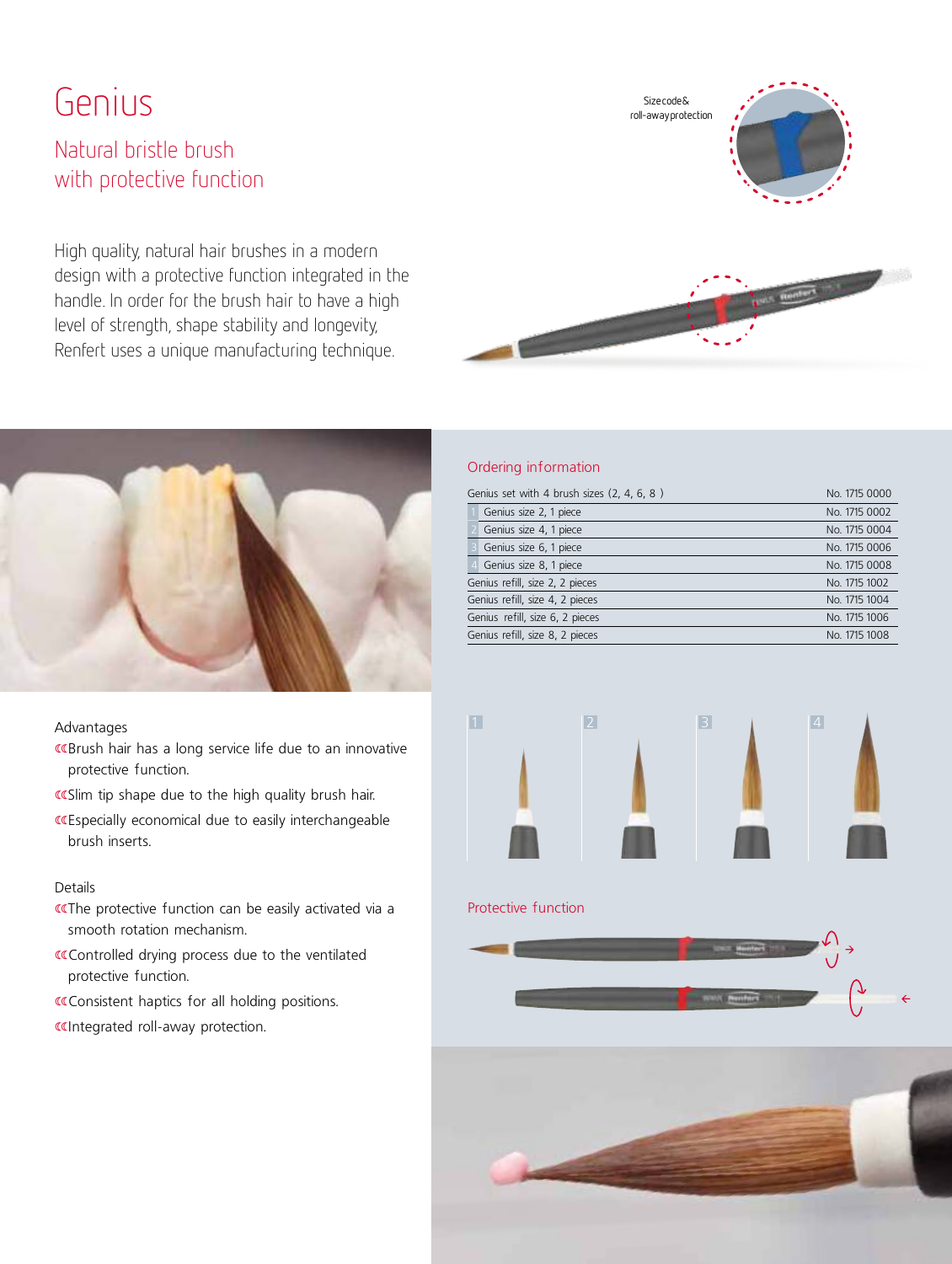# Genius

## Natural bristle brush with protective function

Size code & roll-away protection

High quality, natural hair brushes in a modern design with a protective function integrated in the handle. In order for the brush hair to have a high level of strength, shape stability and longevity, Renfert uses a unique manufacturing technique.

### Ordering information

| Product | No. |
|---|---|
| Genius set with 4 brush sizes (2, 4, 6, 8 ) | No. 1715 0000 |
| 1 Genius size 2, 1 piece | No. 1715 0002 |
| 2 Genius size 4, 1 piece | No. 1715 0004 |
| 3 Genius size 6, 1 piece | No. 1715 0006 |
| 4 Genius size 8, 1 piece | No. 1715 0008 |
| Genius refill, size 2, 2 pieces | No. 1715 1002 |
| Genius refill, size 4, 2 pieces | No. 1715 1004 |
| Genius refill, size 6, 2 pieces | No. 1715 1006 |
| Genius refill, size 8, 2 pieces | No. 1715 1008 |

1 2 3 4

### Advantages

- Brush hair has a long service life due to an innovative protective function.
- Slim tip shape due to the high quality brush hair.
- Especially economical due to easily interchangeable brush inserts.

### Details

- The protective function can be easily activated via a smooth rotation mechanism.
- Controlled drying process due to the ventilated protective function.
- Consistent haptics for all holding positions.
- Integrated roll-away protection.

### Protective function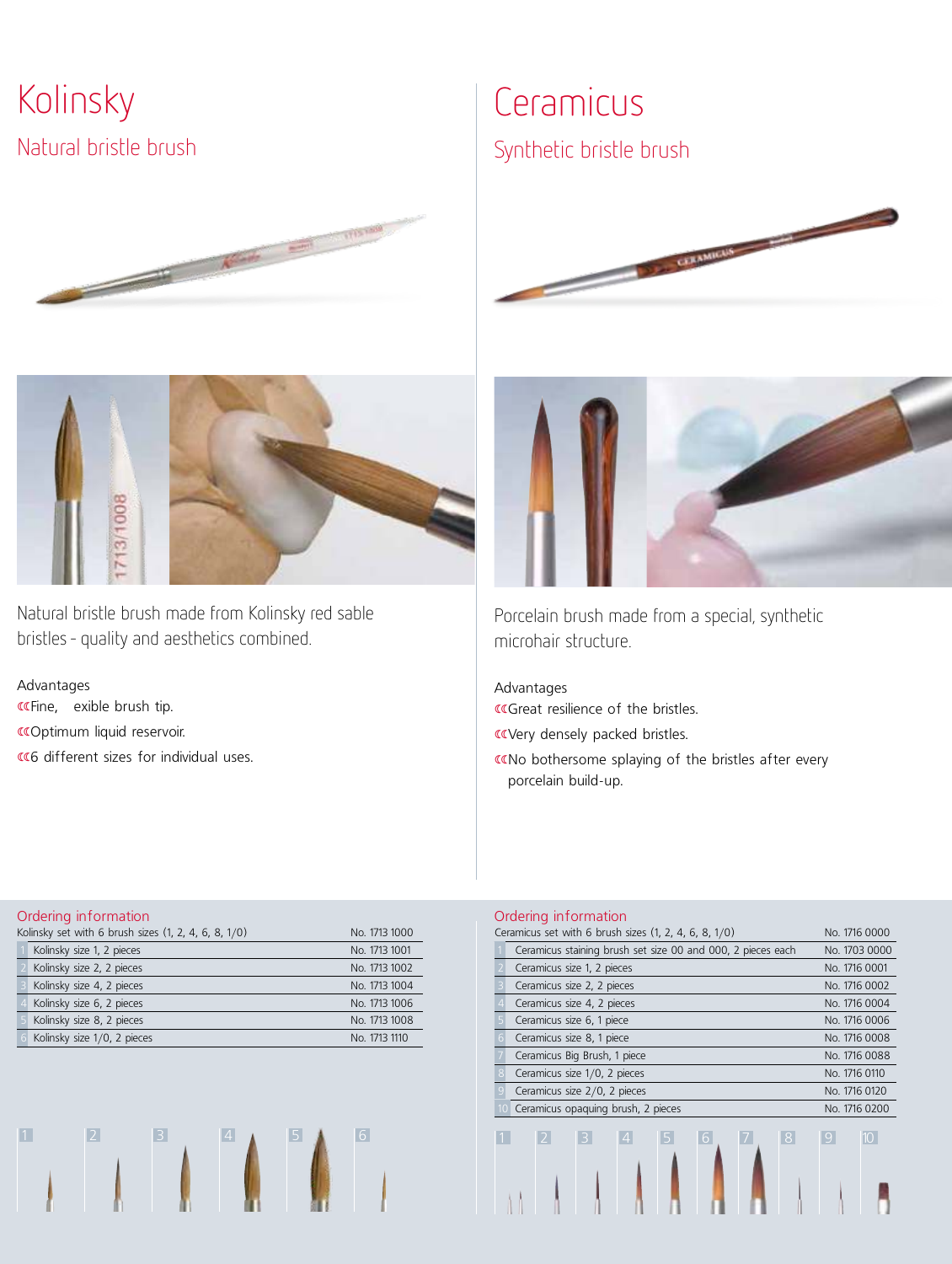# Kolinsky

## Natural bristle brush

Natural bristle brush made from Kolinsky red sable bristles - quality and aesthetics combined.

Advantages

- Fine, exible brush tip.
- Optimum liquid reservoir.
- 6 different sizes for individual uses.

### Ordering information

| Kolinsky set with 6 brush sizes (1, 2, 4, 6, 8, 1/0) | No. 1713 1000 |
|---|---|
| 1 Kolinsky size 1, 2 pieces | No. 1713 1001 |
| 2 Kolinsky size 2, 2 pieces | No. 1713 1002 |
| 3 Kolinsky size 4, 2 pieces | No. 1713 1004 |
| 4 Kolinsky size 6, 2 pieces | No. 1713 1006 |
| 5 Kolinsky size 8, 2 pieces | No. 1713 1008 |
| 6 Kolinsky size 1/0, 2 pieces | No. 1713 1110 |

1 2 3 4 5 6

# Ceramicus

## Synthetic bristle brush

Porcelain brush made from a special, synthetic microhair structure.

Advantages

- Great resilience of the bristles.
- Very densely packed bristles.
- No bothersome splaying of the bristles after every porcelain build-up.

### Ordering information

| Ceramicus set with 6 brush sizes (1, 2, 4, 6, 8, 1/0) | No. 1716 0000 |
|---|---|
| 1 Ceramicus staining brush set size 00 and 000, 2 pieces each | No. 1703 0000 |
| 2 Ceramicus size 1, 2 pieces | No. 1716 0001 |
| 3 Ceramicus size 2, 2 pieces | No. 1716 0002 |
| 4 Ceramicus size 4, 2 pieces | No. 1716 0004 |
| 5 Ceramicus size 6, 1 piece | No. 1716 0006 |
| 6 Ceramicus size 8, 1 piece | No. 1716 0008 |
| 7 Ceramicus Big Brush, 1 piece | No. 1716 0088 |
| 8 Ceramicus size 1/0, 2 pieces | No. 1716 0110 |
| 9 Ceramicus size 2/0, 2 pieces | No. 1716 0120 |
| 10 Ceramicus opaquing brush, 2 pieces | No. 1716 0200 |

1 2 3 4 5 6 7 8 9 10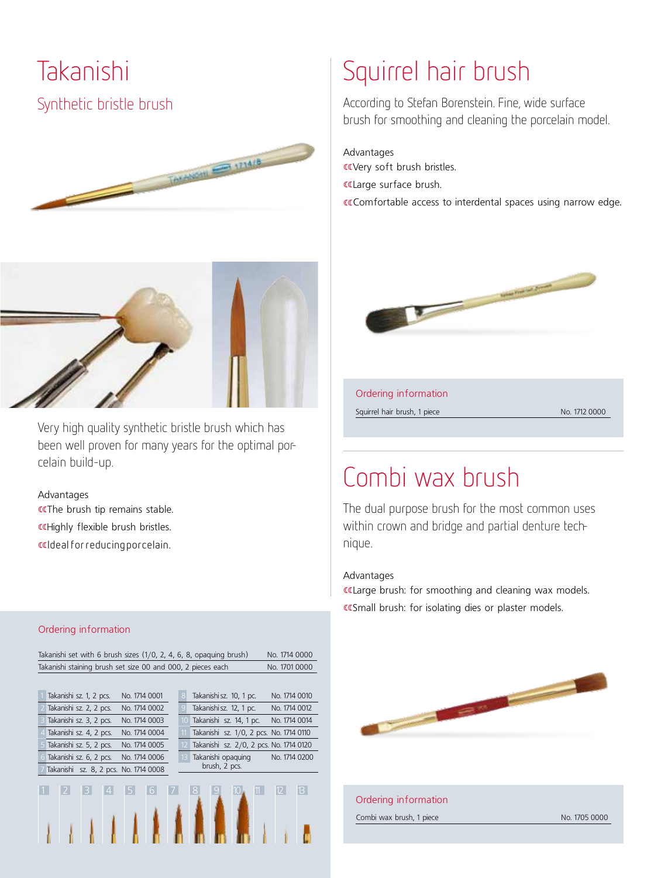# Takanishi

## Synthetic bristle brush

Very high quality synthetic bristle brush which has been well proven for many years for the optimal porcelain build-up.

Advantages

- The brush tip remains stable.
- Highly flexible brush bristles.
- Ideal for reducing porcelain.

### Ordering information

| | |
|---|---|
| Takanishi set with 6 brush sizes (1/0, 2, 4, 6, 8, opaquing brush) | No. 1714 0000 |
| Takanishi staining brush set size 00 and 000, 2 pieces each | No. 1701 0000 |

| | | |
|---|---|---|
| 1 | Takanishi sz. 1, 2 pcs. | No. 1714 0001 |
| 2 | Takanishi sz. 2, 2 pcs. | No. 1714 0002 |
| 3 | Takanishi sz. 3, 2 pcs. | No. 1714 0003 |
| 4 | Takanishi sz. 4, 2 pcs. | No. 1714 0004 |
| 5 | Takanishi sz. 5, 2 pcs. | No. 1714 0005 |
| 6 | Takanishi sz. 6, 2 pcs. | No. 1714 0006 |
| 7 | Takanishi sz. 8, 2 pcs. | No. 1714 0008 |
| 8 | Takanishi sz. 10, 1 pc. | No. 1714 0010 |
| 9 | Takanishi sz. 12, 1 pc. | No. 1714 0012 |
| 10 | Takanishi sz. 14, 1 pc. | No. 1714 0014 |
| 11 | Takanishi sz. 1/0, 2 pcs. | No. 1714 0110 |
| 12 | Takanishi sz. 2/0, 2 pcs. | No. 1714 0120 |
| 13 | Takanishi opaquing brush, 2 pcs. | No. 1714 0200 |

1 2 3 4 5 6 7 8 9 10 11 12 13

# Squirrel hair brush

According to Stefan Borenstein. Fine, wide surface brush for smoothing and cleaning the porcelain model.

Advantages

- Very soft brush bristles.
- Large surface brush.
- Comfortable access to interdental spaces using narrow edge.

### Ordering information

| | |
|---|---|
| Squirrel hair brush, 1 piece | No. 1712 0000 |

# Combi wax brush

The dual purpose brush for the most common uses within crown and bridge and partial denture technique.

Advantages

- Large brush: for smoothing and cleaning wax models.
- Small brush: for isolating dies or plaster models.

### Ordering information

| | |
|---|---|
| Combi wax brush, 1 piece | No. 1705 0000 |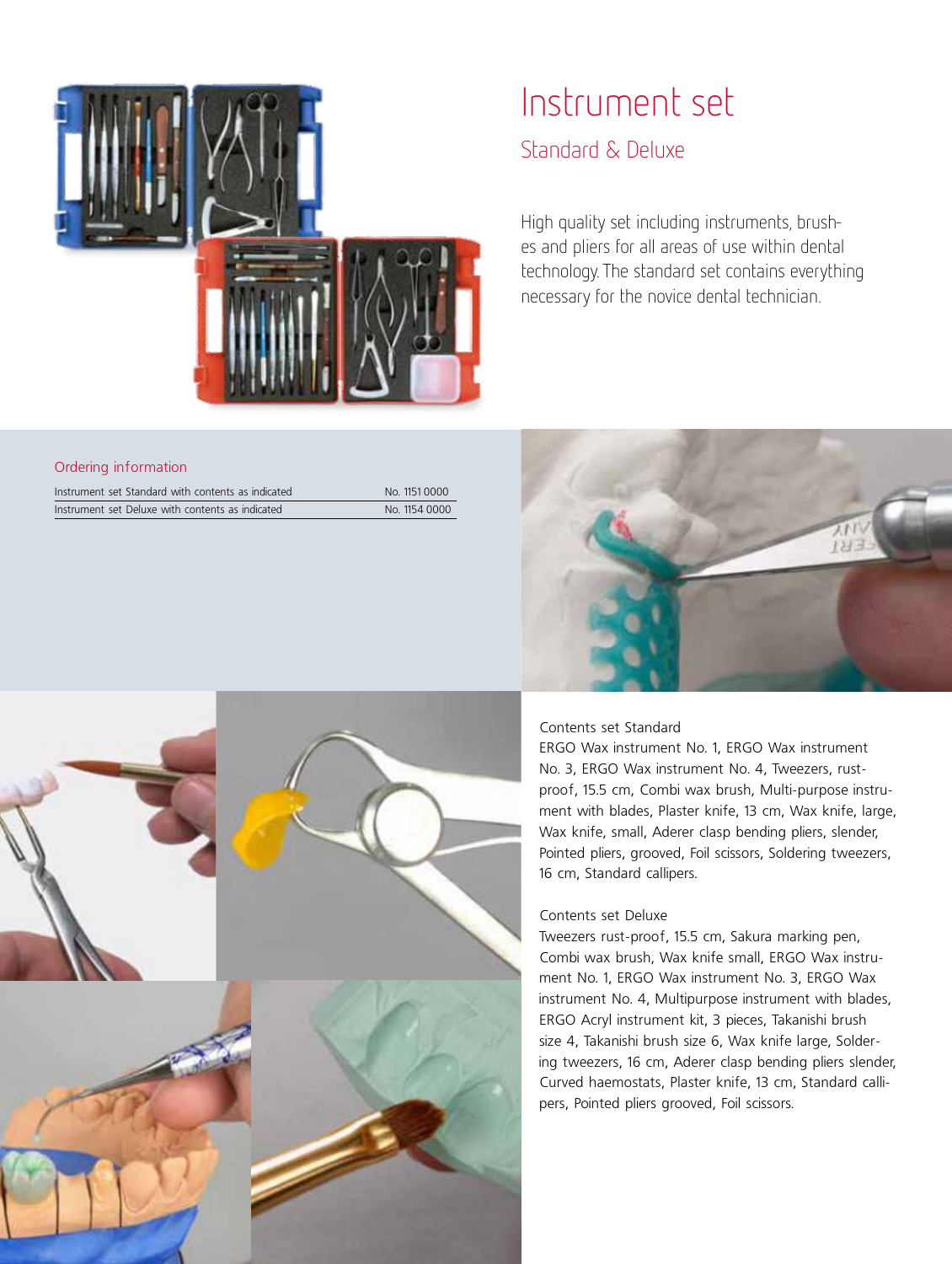# Instrument set

## Standard & Deluxe

High quality set including instruments, brushes and pliers for all areas of use within dental technology. The standard set contains everything necessary for the novice dental technician.

### Ordering information

| | |
|---|---|
| Instrument set Standard with contents as indicated | No. 1151 0000 |
| Instrument set Deluxe with contents as indicated | No. 1154 0000 |

Contents set Standard

ERGO Wax instrument No. 1, ERGO Wax instrument No. 3, ERGO Wax instrument No. 4, Tweezers, rust-proof, 15.5 cm, Combi wax brush, Multi-purpose instrument with blades, Plaster knife, 13 cm, Wax knife, large, Wax knife, small, Aderer clasp bending pliers, slender, Pointed pliers, grooved, Foil scissors, Soldering tweezers, 16 cm, Standard callipers.

Contents set Deluxe

Tweezers rust-proof, 15.5 cm, Sakura marking pen, Combi wax brush, Wax knife small, ERGO Wax instrument No. 1, ERGO Wax instrument No. 3, ERGO Wax instrument No. 4, Multipurpose instrument with blades, ERGO Acryl instrument kit, 3 pieces, Takanishi brush size 4, Takanishi brush size 6, Wax knife large, Soldering tweezers, 16 cm, Aderer clasp bending pliers slender, Curved haemostats, Plaster knife, 13 cm, Standard callipers, Pointed pliers grooved, Foil scissors.